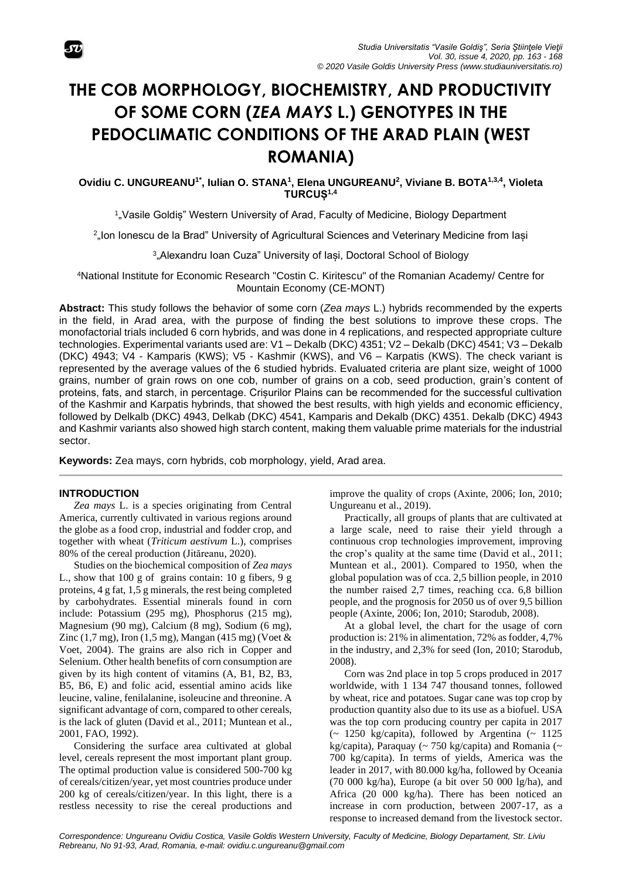# THE COB MORPHOLOGY, BIOCHEMISTRY, AND PRODUCTIVITY OF SOME CORN (*ZEA MAYS* L.) GENOTYPES IN THE PEDOCLIMATIC CONDITIONS OF THE ARAD PLAIN (WEST ROMANIA)

**Ovidiu C. UNGUREANU[1*], Iulian O. STANA[1], Elena UNGUREANU[2], Viviane B. BOTA[1,3,4], Violeta TURCUȘ[1,4]**

[1]„Vasile Goldiș" Western University of Arad, Faculty of Medicine, Biology Department

[2]„Ion Ionescu de la Brad" University of Agricultural Sciences and Veterinary Medicine from Iași

[3]„Alexandru Ioan Cuza" University of Iași, Doctoral School of Biology

[4]National Institute for Economic Research "Costin C. Kiritescu" of the Romanian Academy/ Centre for Mountain Economy (CE-MONT)

**Abstract:** This study follows the behavior of some corn (*Zea mays* L.) hybrids recommended by the experts in the field, in Arad area, with the purpose of finding the best solutions to improve these crops. The monofactorial trials included 6 corn hybrids, and was done in 4 replications, and respected appropriate culture technologies. Experimental variants used are: V1 – Dekalb (DKC) 4351; V2 – Dekalb (DKC) 4541; V3 – Dekalb (DKC) 4943; V4 - Kamparis (KWS); V5 - Kashmir (KWS), and V6 – Karpatis (KWS). The check variant is represented by the average values of the 6 studied hybrids. Evaluated criteria are plant size, weight of 1000 grains, number of grain rows on one cob, number of grains on a cob, seed production, grain's content of proteins, fats, and starch, in percentage. Crișurilor Plains can be recommended for the successful cultivation of the Kashmir and Karpatis hybrinds, that showed the best results, with high yields and economic efficiency, followed by Delkalb (DKC) 4943, Delkab (DKC) 4541, Kamparis and Dekalb (DKC) 4351. Dekalb (DKC) 4943 and Kashmir variants also showed high starch content, making them valuable prime materials for the industrial sector.

**Keywords:** Zea mays, corn hybrids, cob morphology, yield, Arad area.

## INTRODUCTION

*Zea mays* L. is a species originating from Central America, currently cultivated in various regions around the globe as a food crop, industrial and fodder crop, and together with wheat (*Triticum aestivum* L.), comprises 80% of the cereal production (Jităreanu, 2020).

Studies on the biochemical composition of *Zea mays* L., show that 100 g of grains contain: 10 g fibers, 9 g proteins, 4 g fat, 1,5 g minerals, the rest being completed by carbohydrates. Essential minerals found in corn include: Potassium (295 mg), Phosphorus (215 mg), Magnesium (90 mg), Calcium (8 mg), Sodium (6 mg), Zinc (1,7 mg), Iron (1,5 mg), Mangan (415 mg) (Voet & Voet, 2004). The grains are also rich in Copper and Selenium. Other health benefits of corn consumption are given by its high content of vitamins (A, B1, B2, B3, B5, B6, E) and folic acid, essential amino acids like leucine, valine, fenilalanine, isoleucine and threonine. A significant advantage of corn, compared to other cereals, is the lack of gluten (David et al., 2011; Muntean et al., 2001, FAO, 1992).

Considering the surface area cultivated at global level, cereals represent the most important plant group. The optimal production value is considered 500-700 kg of cereals/citizen/year, yet most countries produce under 200 kg of cereals/citizen/year. In this light, there is a restless necessity to rise the cereal productions and improve the quality of crops (Axinte, 2006; Ion, 2010; Ungureanu et al., 2019).

Practically, all groups of plants that are cultivated at a large scale, need to raise their yield through a continuous crop technologies improvement, improving the crop's quality at the same time (David et al., 2011; Muntean et al., 2001). Compared to 1950, when the global population was of cca. 2,5 billion people, in 2010 the number raised 2,7 times, reaching cca. 6,8 billion people, and the prognosis for 2050 us of over 9,5 billion people (Axinte, 2006; Ion, 2010; Starodub, 2008).

At a global level, the chart for the usage of corn production is: 21% in alimentation, 72% as fodder, 4,7% in the industry, and 2,3% for seed (Ion, 2010; Starodub, 2008).

Corn was 2nd place in top 5 crops produced in 2017 worldwide, with 1 134 747 thousand tonnes, followed by wheat, rice and potatoes. Sugar cane was top crop by production quantity also due to its use as a biofuel. USA was the top corn producing country per capita in 2017 (~ 1250 kg/capita), followed by Argentina (~ 1125 kg/capita), Paraquay (~ 750 kg/capita) and Romania (~ 700 kg/capita). In terms of yields, America was the leader in 2017, with 80.000 kg/ha, followed by Oceania (70 000 kg/ha), Europe (a bit over 50 000 lg/ha), and Africa (20 000 kg/ha). There has been noticed an increase in corn production, between 2007-17, as a response to increased demand from the livestock sector.

*Correspondence: Ungureanu Ovidiu Costica, Vasile Goldis Western University, Faculty of Medicine, Biology Departament, Str. Liviu Rebreanu, No 91-93, Arad, Romania, e-mail: ovidiu.c.ungureanu@gmail.com*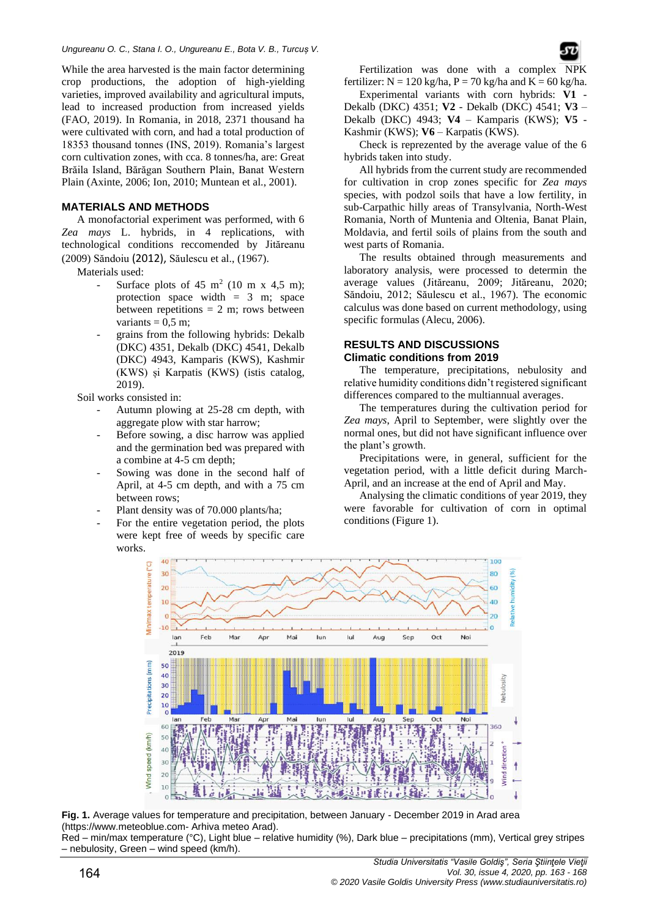While the area harvested is the main factor determining crop productions, the adoption of high-yielding varieties, improved availability and agricultural imputs, lead to increased production from increased yields (FAO, 2019). In Romania, in 2018, 2371 thousand ha were cultivated with corn, and had a total production of 18353 thousand tonnes (INS, 2019). Romania's largest corn cultivation zones, with cca. 8 tonnes/ha, are: Great Brăila Island, Bărăgan Southern Plain, Banat Western Plain (Axinte, 2006; Ion, 2010; Muntean et al., 2001).

## MATERIALS AND METHODS

A monofactorial experiment was performed, with 6 *Zea mays* L. hybrids, in 4 replications, with technological conditions reccomended by Jităreanu (2009) Săndoiu (2012), Săulescu et al., (1967).

Materials used:

- Surface plots of 45 m$^2$ (10 m x 4,5 m); protection space width = 3 m; space between repetitions = 2 m; rows between variants = 0,5 m;
- grains from the following hybrids: Dekalb (DKC) 4351, Dekalb (DKC) 4541, Dekalb (DKC) 4943, Kamparis (KWS), Kashmir (KWS) și Karpatis (KWS) (istis catalog, 2019).

Soil works consisted in:

- Autumn plowing at 25-28 cm depth, with aggregate plow with star harrow;
- Before sowing, a disc harrow was applied and the germination bed was prepared with a combine at 4-5 cm depth;
- Sowing was done in the second half of April, at 4-5 cm depth, and with a 75 cm between rows;
- Plant density was of 70.000 plants/ha;
- For the entire vegetation period, the plots were kept free of weeds by specific care works.

Fertilization was done with a complex NPK fertilizer: N = 120 kg/ha, P = 70 kg/ha and K = 60 kg/ha.

Experimental variants with corn hybrids: **V1** - Dekalb (DKC) 4351; **V2** - Dekalb (DKC) 4541; **V3** – Dekalb (DKC) 4943; **V4** – Kamparis (KWS); **V5** - Kashmir (KWS); **V6** – Karpatis (KWS).

Check is reprezented by the average value of the 6 hybrids taken into study.

All hybrids from the current study are recommended for cultivation in crop zones specific for *Zea mays* species, with podzol soils that have a low fertility, in sub-Carpathic hilly areas of Transylvania, North-West Romania, North of Muntenia and Oltenia, Banat Plain, Moldavia, and fertil soils of plains from the south and west parts of Romania.

The results obtained through measurements and laboratory analysis, were processed to determin the average values (Jităreanu, 2009; Jităreanu, 2020; Săndoiu, 2012; Săulescu et al., 1967). The economic calculus was done based on current methodology, using specific formulas (Alecu, 2006).

## RESULTS AND DISCUSSIONS

### Climatic conditions from 2019

The temperature, precipitations, nebulosity and relative humidity conditions didn't registered significant differences compared to the multiannual averages.

The temperatures during the cultivation period for *Zea mays*, April to September, were slightly over the normal ones, but did not have significant influence over the plant's growth.

Precipitations were, in general, sufficient for the vegetation period, with a little deficit during March-April, and an increase at the end of April and May.

Analysing the climatic conditions of year 2019, they were favorable for cultivation of corn in optimal conditions (Figure 1).

**Fig. 1.** Average values for temperature and precipitation, between January - December 2019 in Arad area (https://www.meteoblue.com- Arhiva meteo Arad).
Red – min/max temperature (°C), Light blue – relative humidity (%), Dark blue – precipitations (mm), Vertical grey stripes – nebulosity, Green – wind speed (km/h).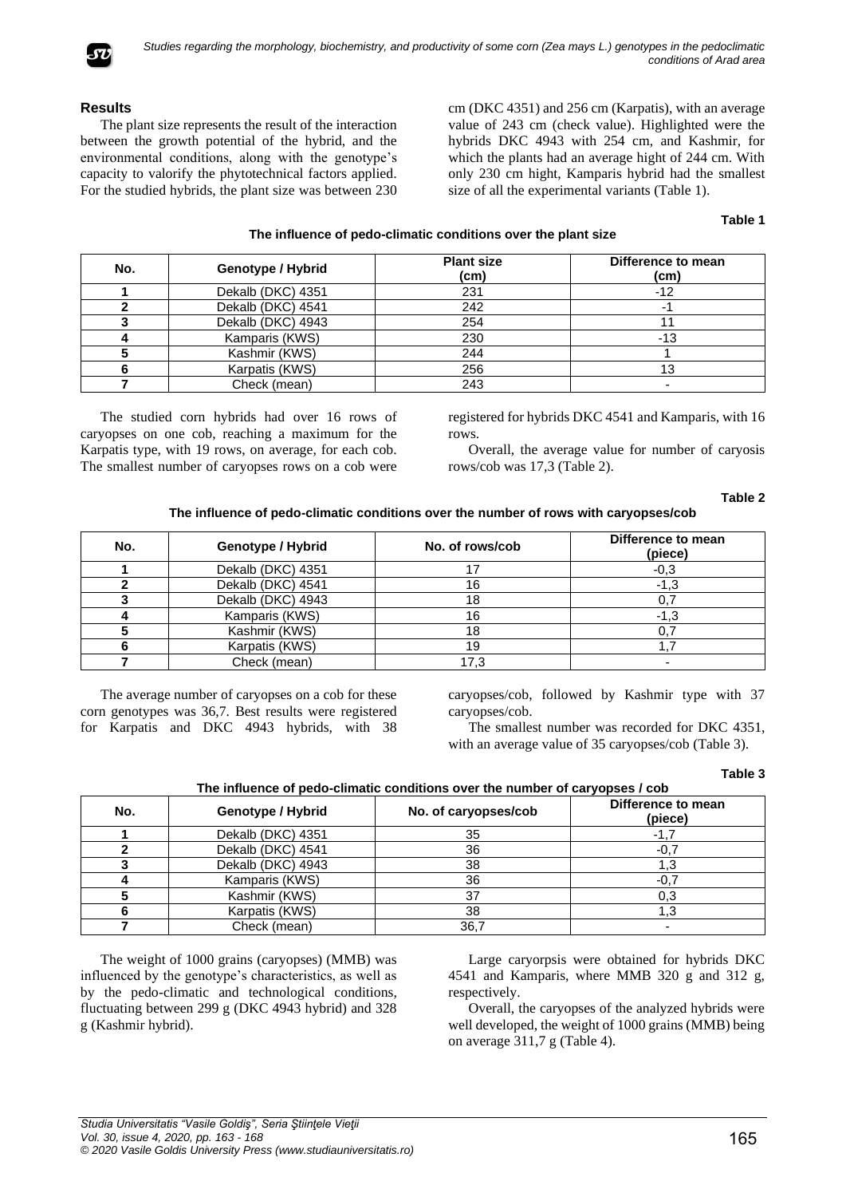## Results

The plant size represents the result of the interaction between the growth potential of the hybrid, and the environmental conditions, along with the genotype's capacity to valorify the phytotechnical factors applied. For the studied hybrids, the plant size was between 230 cm (DKC 4351) and 256 cm (Karpatis), with an average value of 243 cm (check value). Highlighted were the hybrids DKC 4943 with 254 cm, and Kashmir, for which the plants had an average hight of 244 cm. With only 230 cm hight, Kamparis hybrid had the smallest size of all the experimental variants (Table 1).

**Table 1**

**The influence of pedo-climatic conditions over the plant size**

| No. | Genotype / Hybrid | Plant size (cm) | Difference to mean (cm) |
|---|---|---|---|
| 1 | Dekalb (DKC) 4351 | 231 | -12 |
| 2 | Dekalb (DKC) 4541 | 242 | -1 |
| 3 | Dekalb (DKC) 4943 | 254 | 11 |
| 4 | Kamparis (KWS) | 230 | -13 |
| 5 | Kashmir (KWS) | 244 | 1 |
| 6 | Karpatis (KWS) | 256 | 13 |
| 7 | Check (mean) | 243 | - |

The studied corn hybrids had over 16 rows of caryopses on one cob, reaching a maximum for the Karpatis type, with 19 rows, on average, for each cob. The smallest number of caryopses rows on a cob were registered for hybrids DKC 4541 and Kamparis, with 16 rows.

Overall, the average value for number of caryosis rows/cob was 17,3 (Table 2).

**Table 2**

**The influence of pedo-climatic conditions over the number of rows with caryopses/cob**

| No. | Genotype / Hybrid | No. of rows/cob | Difference to mean (piece) |
|---|---|---|---|
| 1 | Dekalb (DKC) 4351 | 17 | -0,3 |
| 2 | Dekalb (DKC) 4541 | 16 | -1,3 |
| 3 | Dekalb (DKC) 4943 | 18 | 0,7 |
| 4 | Kamparis (KWS) | 16 | -1,3 |
| 5 | Kashmir (KWS) | 18 | 0,7 |
| 6 | Karpatis (KWS) | 19 | 1,7 |
| 7 | Check (mean) | 17,3 | - |

The average number of caryopses on a cob for these corn genotypes was 36,7. Best results were registered for Karpatis and DKC 4943 hybrids, with 38 caryopses/cob, followed by Kashmir type with 37 caryopses/cob.

The smallest number was recorded for DKC 4351, with an average value of 35 caryopses/cob (Table 3).

**Table 3**

**The influence of pedo-climatic conditions over the number of caryopses / cob**

| No. | Genotype / Hybrid | No. of caryopses/cob | Difference to mean (piece) |
|---|---|---|---|
| 1 | Dekalb (DKC) 4351 | 35 | -1,7 |
| 2 | Dekalb (DKC) 4541 | 36 | -0,7 |
| 3 | Dekalb (DKC) 4943 | 38 | 1,3 |
| 4 | Kamparis (KWS) | 36 | -0,7 |
| 5 | Kashmir (KWS) | 37 | 0,3 |
| 6 | Karpatis (KWS) | 38 | 1,3 |
| 7 | Check (mean) | 36,7 | - |

The weight of 1000 grains (caryopses) (MMB) was influenced by the genotype's characteristics, as well as by the pedo-climatic and technological conditions, fluctuating between 299 g (DKC 4943 hybrid) and 328 g (Kashmir hybrid).

Large caryorpsis were obtained for hybrids DKC 4541 and Kamparis, where MMB 320 g and 312 g, respectively.

Overall, the caryopses of the analyzed hybrids were well developed, the weight of 1000 grains (MMB) being on average 311,7 g (Table 4).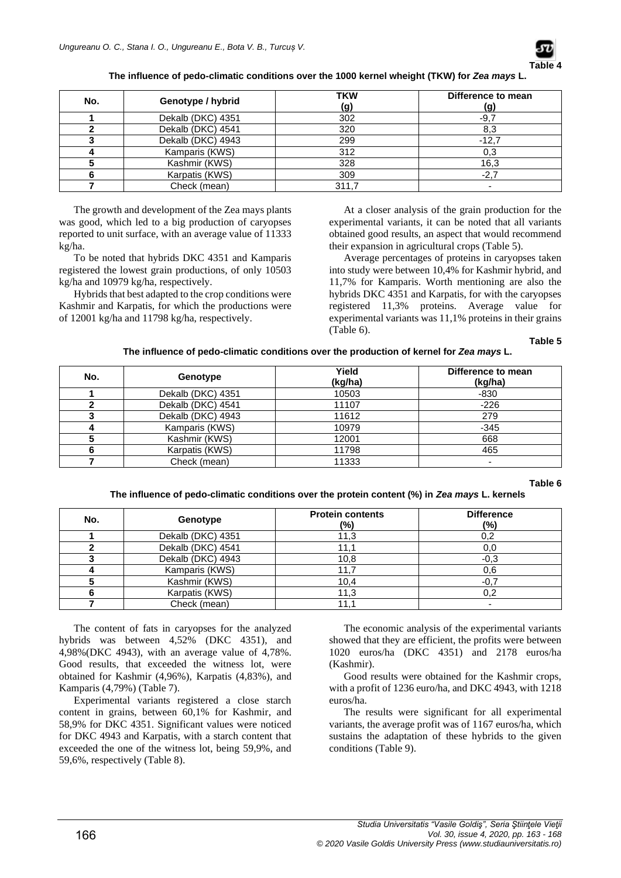**Table 4**

**The influence of pedo-climatic conditions over the 1000 kernel wheight (TKW) for *Zea mays* L.**

| No. | Genotype / hybrid | TKW (g) | Difference to mean (g) |
|---|---|---|---|
| 1 | Dekalb (DKC) 4351 | 302 | -9,7 |
| 2 | Dekalb (DKC) 4541 | 320 | 8,3 |
| 3 | Dekalb (DKC) 4943 | 299 | -12,7 |
| 4 | Kamparis (KWS) | 312 | 0,3 |
| 5 | Kashmir (KWS) | 328 | 16,3 |
| 6 | Karpatis (KWS) | 309 | -2,7 |
| 7 | Check (mean) | 311,7 | - |

The growth and development of the Zea mays plants was good, which led to a big production of caryopses reported to unit surface, with an average value of 11333 kg/ha.

To be noted that hybrids DKC 4351 and Kamparis registered the lowest grain productions, of only 10503 kg/ha and 10979 kg/ha, respectively.

Hybrids that best adapted to the crop conditions were Kashmir and Karpatis, for which the productions were of 12001 kg/ha and 11798 kg/ha, respectively.

At a closer analysis of the grain production for the experimental variants, it can be noted that all variants obtained good results, an aspect that would recommend their expansion in agricultural crops (Table 5).

Average percentages of proteins in caryopses taken into study were between 10,4% for Kashmir hybrid, and 11,7% for Kamparis. Worth mentioning are also the hybrids DKC 4351 and Karpatis, for with the caryopses registered 11,3% proteins. Average value for experimental variants was 11,1% proteins in their grains (Table 6).

**Table 5**

**The influence of pedo-climatic conditions over the production of kernel for *Zea mays* L.**

| No. | Genotype | Yield (kg/ha) | Difference to mean (kg/ha) |
|---|---|---|---|
| 1 | Dekalb (DKC) 4351 | 10503 | -830 |
| 2 | Dekalb (DKC) 4541 | 11107 | -226 |
| 3 | Dekalb (DKC) 4943 | 11612 | 279 |
| 4 | Kamparis (KWS) | 10979 | -345 |
| 5 | Kashmir (KWS) | 12001 | 668 |
| 6 | Karpatis (KWS) | 11798 | 465 |
| 7 | Check (mean) | 11333 | - |

**Table 6**

**The influence of pedo-climatic conditions over the protein content (%) in *Zea mays* L. kernels**

| No. | Genotype | Protein contents (%) | Difference (%) |
|---|---|---|---|
| 1 | Dekalb (DKC) 4351 | 11,3 | 0,2 |
| 2 | Dekalb (DKC) 4541 | 11,1 | 0,0 |
| 3 | Dekalb (DKC) 4943 | 10,8 | -0,3 |
| 4 | Kamparis (KWS) | 11,7 | 0,6 |
| 5 | Kashmir (KWS) | 10,4 | -0,7 |
| 6 | Karpatis (KWS) | 11,3 | 0,2 |
| 7 | Check (mean) | 11,1 | - |

The content of fats in caryopses for the analyzed hybrids was between 4,52% (DKC 4351), and 4,98%(DKC 4943), with an average value of 4,78%. Good results, that exceeded the witness lot, were obtained for Kashmir (4,96%), Karpatis (4,83%), and Kamparis (4,79%) (Table 7).

Experimental variants registered a close starch content in grains, between 60,1% for Kashmir, and 58,9% for DKC 4351. Significant values were noticed for DKC 4943 and Karpatis, with a starch content that exceeded the one of the witness lot, being 59,9%, and 59,6%, respectively (Table 8).

The economic analysis of the experimental variants showed that they are efficient, the profits were between 1020 euros/ha (DKC 4351) and 2178 euros/ha (Kashmir).

Good results were obtained for the Kashmir crops, with a profit of 1236 euro/ha, and DKC 4943, with 1218 euros/ha.

The results were significant for all experimental variants, the average profit was of 1167 euros/ha, which sustains the adaptation of these hybrids to the given conditions (Table 9).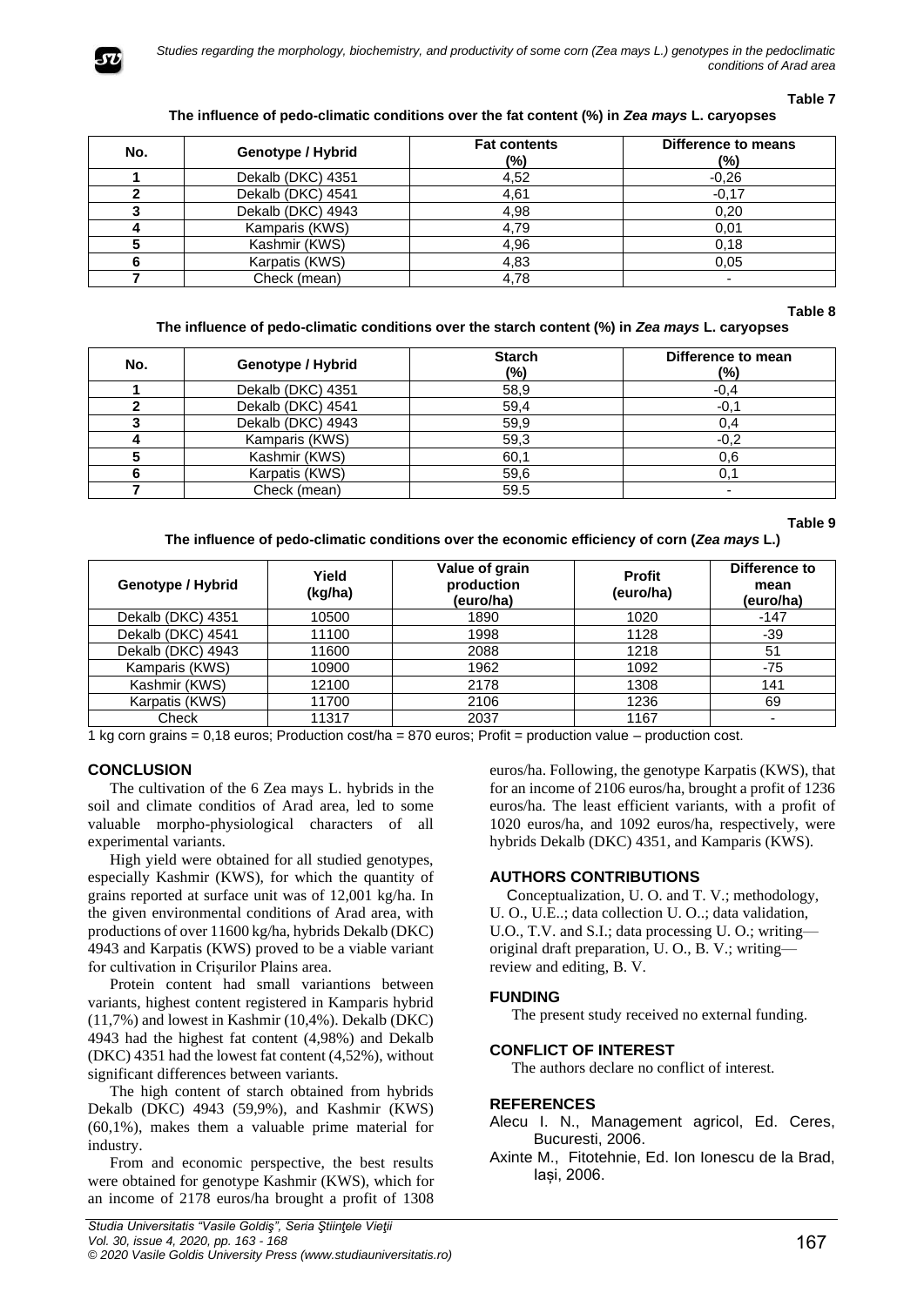**Table 7**

**The influence of pedo-climatic conditions over the fat content (%) in *Zea mays* L. caryopses**

| No. | Genotype / Hybrid | Fat contents (%) | Difference to means (%) |
|---|---|---|---|
| 1 | Dekalb (DKC) 4351 | 4,52 | -0,26 |
| 2 | Dekalb (DKC) 4541 | 4,61 | -0,17 |
| 3 | Dekalb (DKC) 4943 | 4,98 | 0,20 |
| 4 | Kamparis (KWS) | 4,79 | 0,01 |
| 5 | Kashmir (KWS) | 4,96 | 0,18 |
| 6 | Karpatis (KWS) | 4,83 | 0,05 |
| 7 | Check (mean) | 4,78 | - |

**Table 8**

**The influence of pedo-climatic conditions over the starch content (%) in *Zea mays* L. caryopses**

| No. | Genotype / Hybrid | Starch (%) | Difference to mean (%) |
|---|---|---|---|
| 1 | Dekalb (DKC) 4351 | 58,9 | -0,4 |
| 2 | Dekalb (DKC) 4541 | 59,4 | -0,1 |
| 3 | Dekalb (DKC) 4943 | 59,9 | 0,4 |
| 4 | Kamparis (KWS) | 59,3 | -0,2 |
| 5 | Kashmir (KWS) | 60,1 | 0,6 |
| 6 | Karpatis (KWS) | 59,6 | 0,1 |
| 7 | Check (mean) | 59.5 | - |

**Table 9**

**The influence of pedo-climatic conditions over the economic efficiency of corn (*Zea mays* L.)**

| Genotype / Hybrid | Yield (kg/ha) | Value of grain production (euro/ha) | Profit (euro/ha) | Difference to mean (euro/ha) |
|---|---|---|---|---|
| Dekalb (DKC) 4351 | 10500 | 1890 | 1020 | -147 |
| Dekalb (DKC) 4541 | 11100 | 1998 | 1128 | -39 |
| Dekalb (DKC) 4943 | 11600 | 2088 | 1218 | 51 |
| Kamparis (KWS) | 10900 | 1962 | 1092 | -75 |
| Kashmir (KWS) | 12100 | 2178 | 1308 | 141 |
| Karpatis (KWS) | 11700 | 2106 | 1236 | 69 |
| Check | 11317 | 2037 | 1167 | - |

1 kg corn grains = 0,18 euros; Production cost/ha = 870 euros; Profit = production value – production cost.

## CONCLUSION

The cultivation of the 6 Zea mays L. hybrids in the soil and climate conditios of Arad area, led to some valuable morpho-physiological characters of all experimental variants.

High yield were obtained for all studied genotypes, especially Kashmir (KWS), for which the quantity of grains reported at surface unit was of 12,001 kg/ha. In the given environmental conditions of Arad area, with productions of over 11600 kg/ha, hybrids Dekalb (DKC) 4943 and Karpatis (KWS) proved to be a viable variant for cultivation in Crișurilor Plains area.

Protein content had small varianctions between variants, highest content registered in Kamparis hybrid (11,7%) and lowest in Kashmir (10,4%). Dekalb (DKC) 4943 had the highest fat content (4,98%) and Dekalb (DKC) 4351 had the lowest fat content (4,52%), without significant differences between variants.

The high content of starch obtained from hybrids Dekalb (DKC) 4943 (59,9%), and Kashmir (KWS) (60,1%), makes them a valuable prime material for industry.

From and economic perspective, the best results were obtained for genotype Kashmir (KWS), which for an income of 2178 euros/ha brought a profit of 1308 euros/ha. Following, the genotype Karpatis (KWS), that for an income of 2106 euros/ha, brought a profit of 1236 euros/ha. The least efficient variants, with a profit of 1020 euros/ha, and 1092 euros/ha, respectively, were hybrids Dekalb (DKC) 4351, and Kamparis (KWS).

## AUTHORS CONTRIBUTIONS

Conceptualization, U. O. and T. V.; methodology, U. O., U.E..; data collection U. O..; data validation, U.O., T.V. and S.I.; data processing U. O.; writing—original draft preparation, U. O., B. V.; writing—review and editing, B. V.

## FUNDING

The present study received no external funding.

## CONFLICT OF INTEREST

The authors declare no conflict of interest.

## REFERENCES

Alecu I. N., Management agricol, Ed. Ceres, Bucuresti, 2006.

Axinte M., Fitotehnie, Ed. Ion Ionescu de la Brad, Iași, 2006.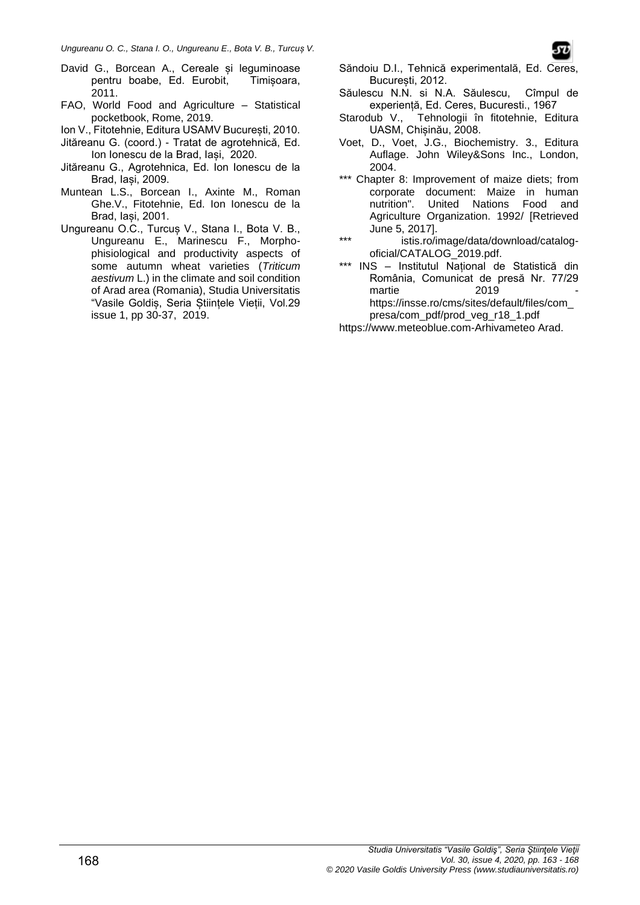David G., Borcean A., Cereale și leguminoase pentru boabe, Ed. Eurobit, Timișoara, 2011.

FAO, World Food and Agriculture – Statistical pocketbook, Rome, 2019.

Ion V., Fitotehnie, Editura USAMV București, 2010.

Jităreanu G. (coord.) - Tratat de agrotehnică, Ed. Ion Ionescu de la Brad, Iași, 2020.

Jităreanu G., Agrotehnica, Ed. Ion Ionescu de la Brad, Iași, 2009.

Muntean L.S., Borcean I., Axinte M., Roman Ghe.V., Fitotehnie, Ed. Ion Ionescu de la Brad, Iași, 2001.

Ungureanu O.C., Turcuș V., Stana I., Bota V. B., Ungureanu E., Marinescu F., Morpho-phisiological and productivity aspects of some autumn wheat varieties (*Triticum aestivum* L.) in the climate and soil condition of Arad area (Romania), Studia Universitatis "Vasile Goldiș, Seria Științele Vieții, Vol.29 issue 1, pp 30-37, 2019.

Săndoiu D.I., Tehnică experimentală, Ed. Ceres, București, 2012.

Săulescu N.N. si N.A. Săulescu, Cîmpul de experiență, Ed. Ceres, Bucuresti., 1967

Starodub V., Tehnologii în fitotehnie, Editura UASM, Chișinău, 2008.

Voet, D., Voet, J.G., Biochemistry. 3., Editura Auflage. John Wiley&Sons Inc., London, 2004.

*** Chapter 8: Improvement of maize diets; from corporate document: Maize in human nutrition". United Nations Food and Agriculture Organization. 1992/ [Retrieved June 5, 2017].

*** istis.ro/image/data/download/catalog-oficial/CATALOG_2019.pdf.

*** INS – Institutul Național de Statistică din România, Comunicat de presă Nr. 77/29 martie 2019 - https://insse.ro/cms/sites/default/files/com_presa/com_pdf/prod_veg_r18_1.pdf

https://www.meteoblue.com-Arhivameteo Arad.